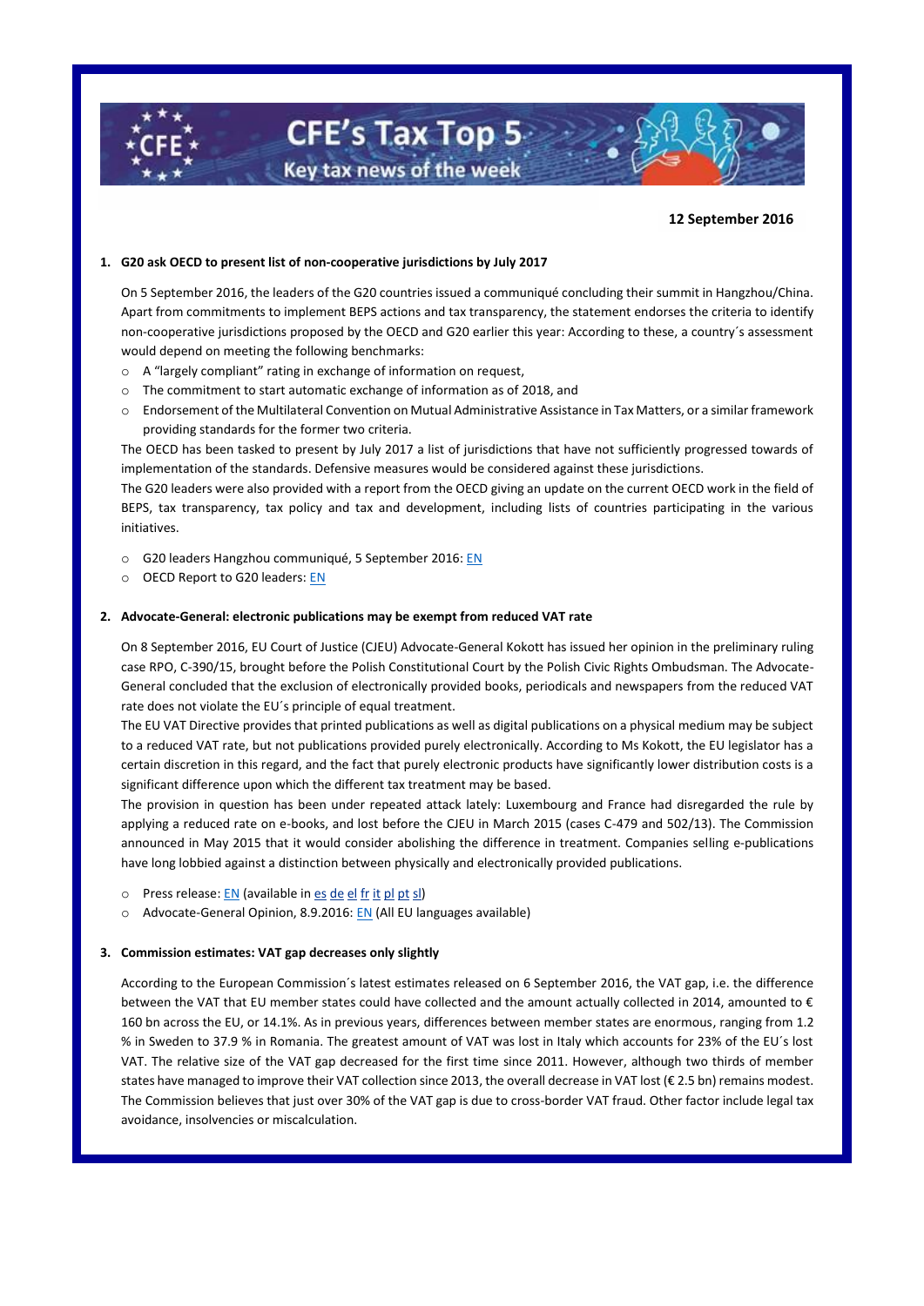# CFE's Tax Top 5

Key tax news of the week

**12 September 2016**

## 1. G20 ask OECD to present list of non-cooperative jurisdictions by July 2017

On 5 September 2016, the leaders of the G20 countries issued a communiqué concluding their summit in Hangzhou/China. Apart from commitments to implement BEPS actions and tax transparency, the statement endorses the criteria to identify non-cooperative jurisdictions proposed by the OECD and G20 earlier this year: According to these, a country´s assessment would depend on meeting the following benchmarks:

- A "largely compliant" rating in exchange of information on request,
- The commitment to start automatic exchange of information as of 2018, and
- Endorsement of the Multilateral Convention on Mutual Administrative Assistance in Tax Matters, or a similar framework providing standards for the former two criteria.

The OECD has been tasked to present by July 2017 a list of jurisdictions that have not sufficiently progressed towards of implementation of the standards. Defensive measures would be considered against these jurisdictions.

The G20 leaders were also provided with a report from the OECD giving an update on the current OECD work in the field of BEPS, tax transparency, tax policy and tax and development, including lists of countries participating in the various initiatives.

- G20 leaders Hangzhou communiqué, 5 September 2016: EN
- OECD Report to G20 leaders: EN

## 2. Advocate-General: electronic publications may be exempt from reduced VAT rate

On 8 September 2016, EU Court of Justice (CJEU) Advocate-General Kokott has issued her opinion in the preliminary ruling case RPO, C-390/15, brought before the Polish Constitutional Court by the Polish Civic Rights Ombudsman. The Advocate-General concluded that the exclusion of electronically provided books, periodicals and newspapers from the reduced VAT rate does not violate the EU´s principle of equal treatment.

The EU VAT Directive provides that printed publications as well as digital publications on a physical medium may be subject to a reduced VAT rate, but not publications provided purely electronically. According to Ms Kokott, the EU legislator has a certain discretion in this regard, and the fact that purely electronic products have significantly lower distribution costs is a significant difference upon which the different tax treatment may be based.

The provision in question has been under repeated attack lately: Luxembourg and France had disregarded the rule by applying a reduced rate on e-books, and lost before the CJEU in March 2015 (cases C-479 and 502/13). The Commission announced in May 2015 that it would consider abolishing the difference in treatment. Companies selling e-publications have long lobbied against a distinction between physically and electronically provided publications.

- Press release: EN (available in es de el fr it pl pt sl)
- Advocate-General Opinion, 8.9.2016: EN (All EU languages available)

## 3. Commission estimates: VAT gap decreases only slightly

According to the European Commission´s latest estimates released on 6 September 2016, the VAT gap, i.e. the difference between the VAT that EU member states could have collected and the amount actually collected in 2014, amounted to € 160 bn across the EU, or 14.1%. As in previous years, differences between member states are enormous, ranging from 1.2 % in Sweden to 37.9 % in Romania. The greatest amount of VAT was lost in Italy which accounts for 23% of the EU´s lost VAT. The relative size of the VAT gap decreased for the first time since 2011. However, although two thirds of member states have managed to improve their VAT collection since 2013, the overall decrease in VAT lost (€ 2.5 bn) remains modest. The Commission believes that just over 30% of the VAT gap is due to cross-border VAT fraud. Other factor include legal tax avoidance, insolvencies or miscalculation.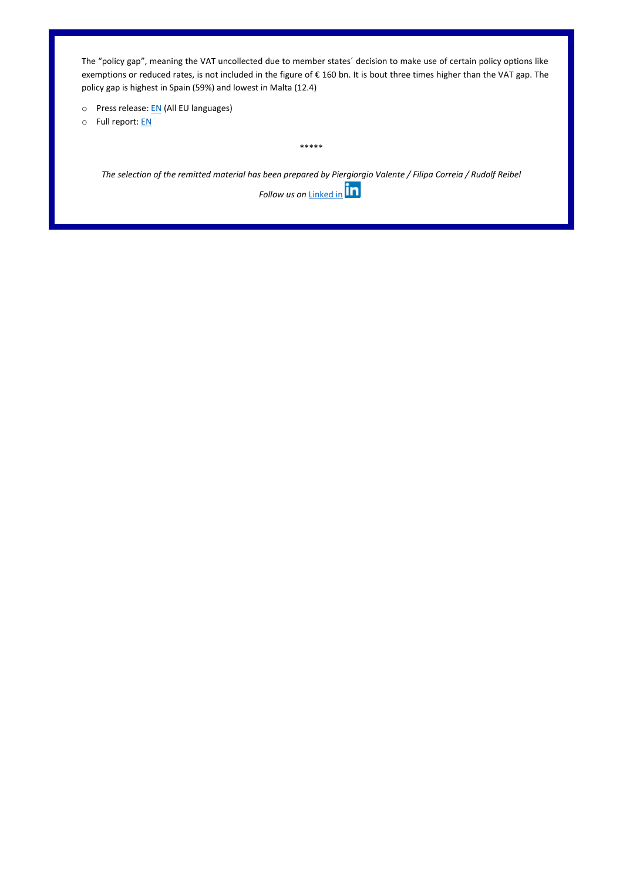The “policy gap”, meaning the VAT uncollected due to member states´ decision to make use of certain policy options like exemptions or reduced rates, is not included in the figure of € 160 bn. It is bout three times higher than the VAT gap. The policy gap is highest in Spain (59%) and lowest in Malta (12.4)

- Press release: EN (All EU languages)
- Full report: EN

*****

*The selection of the remitted material has been prepared by Piergiorgio Valente / Filipa Correia / Rudolf Reibel*

*Follow us on* Linked in